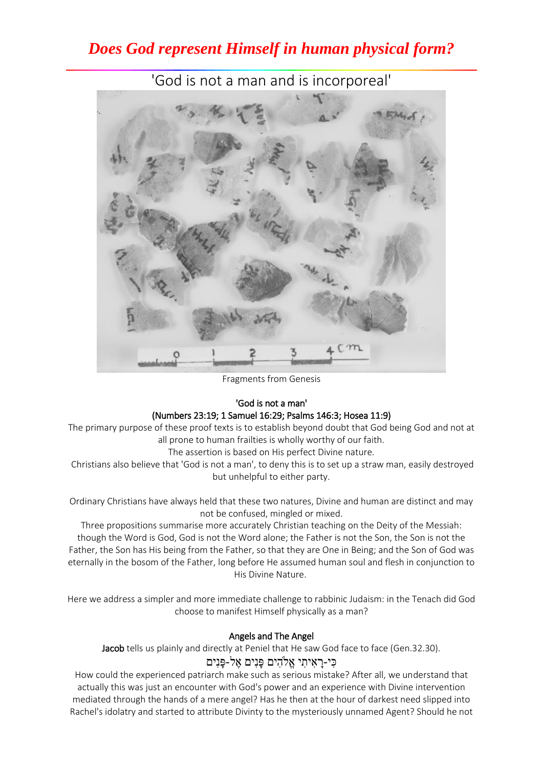# *Does God represent Himself in human physical form?*

## 'God is not a man and is incorporeal'

Fragments from Genesis

### 'God is not a man'
### (Numbers 23:19; 1 Samuel 16:29; Psalms 146:3; Hosea 11:9)

The primary purpose of these proof texts is to establish beyond doubt that God being God and not at all prone to human frailties is wholly worthy of our faith.

The assertion is based on His perfect Divine nature.

Christians also believe that 'God is not a man', to deny this is to set up a straw man, easily destroyed but unhelpful to either party.

Ordinary Christians have always held that these two natures, Divine and human are distinct and may not be confused, mingled or mixed.

Three propositions summarise more accurately Christian teaching on the Deity of the Messiah: though the Word is God, God is not the Word alone; the Father is not the Son, the Son is not the Father, the Son has His being from the Father, so that they are One in Being; and the Son of God was eternally in the bosom of the Father, long before He assumed human soul and flesh in conjunction to His Divine Nature.

Here we address a simpler and more immediate challenge to rabbinic Judaism: in the Tenach did God choose to manifest Himself physically as a man?

### Angels and The Angel

**Jacob** tells us plainly and directly at Peniel that He saw God face to face (Gen.32.30).

כִּי-רָאִיתִי אֱלֹהִים פָּנִים אֶל-פָּנִים

How could the experienced patriarch make such as serious mistake? After all, we understand that actually this was just an encounter with God's power and an experience with Divine intervention mediated through the hands of a mere angel? Has he then at the hour of darkest need slipped into Rachel's idolatry and started to attribute Divinty to the mysteriously unnamed Agent? Should he not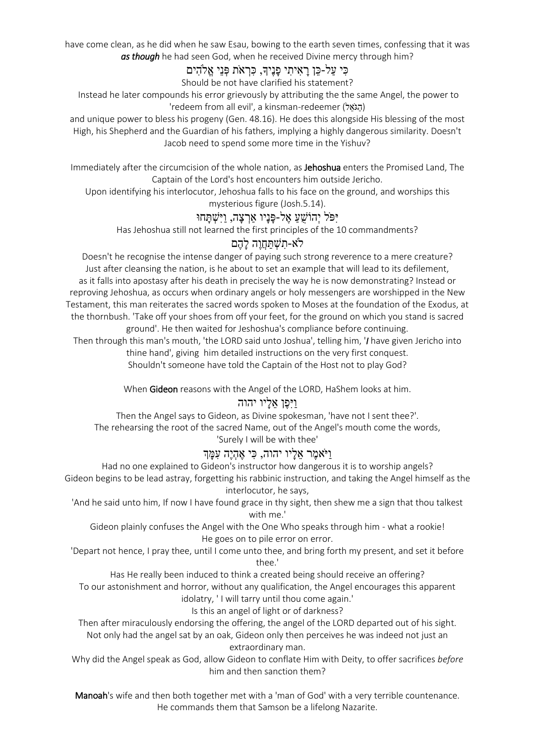have come clean, as he did when he saw Esau, bowing to the earth seven times, confessing that it was ***as though*** he had seen God, when he received Divine mercy through him?

כִּי עַל-כֵּן רָאִיתִי פָנֶיךָ, כִּרְאֹת פְּנֵי אֱלֹהִים

Should be not have clarified his statement?

Instead he later compounds his error grievously by attributing the the same Angel, the power to 'redeem from all evil', a kinsman-redeemer (הַגֹּאֵל)

and unique power to bless his progeny (Gen. 48.16). He does this alongside His blessing of the most High, his Shepherd and the Guardian of his fathers, implying a highly dangerous similarity. Doesn't Jacob need to spend some more time in the Yishuv?

Immediately after the circumcision of the whole nation, as **Jehoshua** enters the Promised Land, The Captain of the Lord's host encounters him outside Jericho.

Upon identifying his interlocutor, Jehoshua falls to his face on the ground, and worships this mysterious figure (Josh.5.14).

יִּפֹּל יְהוֹשֻׁעַ אֶל-פָּנָיו אַרְצָה, וַיִּשְׁתָּחוּ

Has Jehoshua still not learned the first principles of the 10 commandments?

לֹא-תִשְׁתַּחֲוֶה לָהֶם

Doesn't he recognise the intense danger of paying such strong reverence to a mere creature? Just after cleansing the nation, is he about to set an example that will lead to its defilement, as it falls into apostasy after his death in precisely the way he is now demonstrating? Instead or reproving Jehoshua, as occurs when ordinary angels or holy messengers are worshipped in the New Testament, this man reiterates the sacred words spoken to Moses at the foundation of the Exodus, at the thornbush. 'Take off your shoes from off your feet, for the ground on which you stand is sacred ground'. He then waited for Jeshoshua's compliance before continuing.

Then through this man's mouth, 'the LORD said unto Joshua', telling him, '*I* have given Jericho into thine hand', giving him detailed instructions on the very first conquest.

Shouldn't someone have told the Captain of the Host not to play God?

When **Gideon** reasons with the Angel of the LORD, HaShem looks at him.

וַיִּפֶן אֵלָיו יהוה

Then the Angel says to Gideon, as Divine spokesman, 'have not I sent thee?'.

The rehearsing the root of the sacred Name, out of the Angel's mouth come the words, 'Surely I will be with thee'

וַיֹּאמֶר אֵלָיו יהוה, כִּי אֶהְיֶה עִמָּךְ

Had no one explained to Gideon's instructor how dangerous it is to worship angels?

Gideon begins to be lead astray, forgetting his rabbinic instruction, and taking the Angel himself as the interlocutor, he says,

'And he said unto him, If now I have found grace in thy sight, then shew me a sign that thou talkest with me.'

Gideon plainly confuses the Angel with the One Who speaks through him - what a rookie!

He goes on to pile error on error.

'Depart not hence, I pray thee, until I come unto thee, and bring forth my present, and set it before thee.'

Has He really been induced to think a created being should receive an offering?

To our astonishment and horror, without any qualification, the Angel encourages this apparent idolatry, ' I will tarry until thou come again.'

Is this an angel of light or of darkness?

Then after miraculously endorsing the offering, the angel of the LORD departed out of his sight.

Not only had the angel sat by an oak, Gideon only then perceives he was indeed not just an extraordinary man.

Why did the Angel speak as God, allow Gideon to conflate Him with Deity, to offer sacrifices *before* him and then sanction them?

**Manoah**'s wife and then both together met with a 'man of God' with a very terrible countenance. He commands them that Samson be a lifelong Nazarite.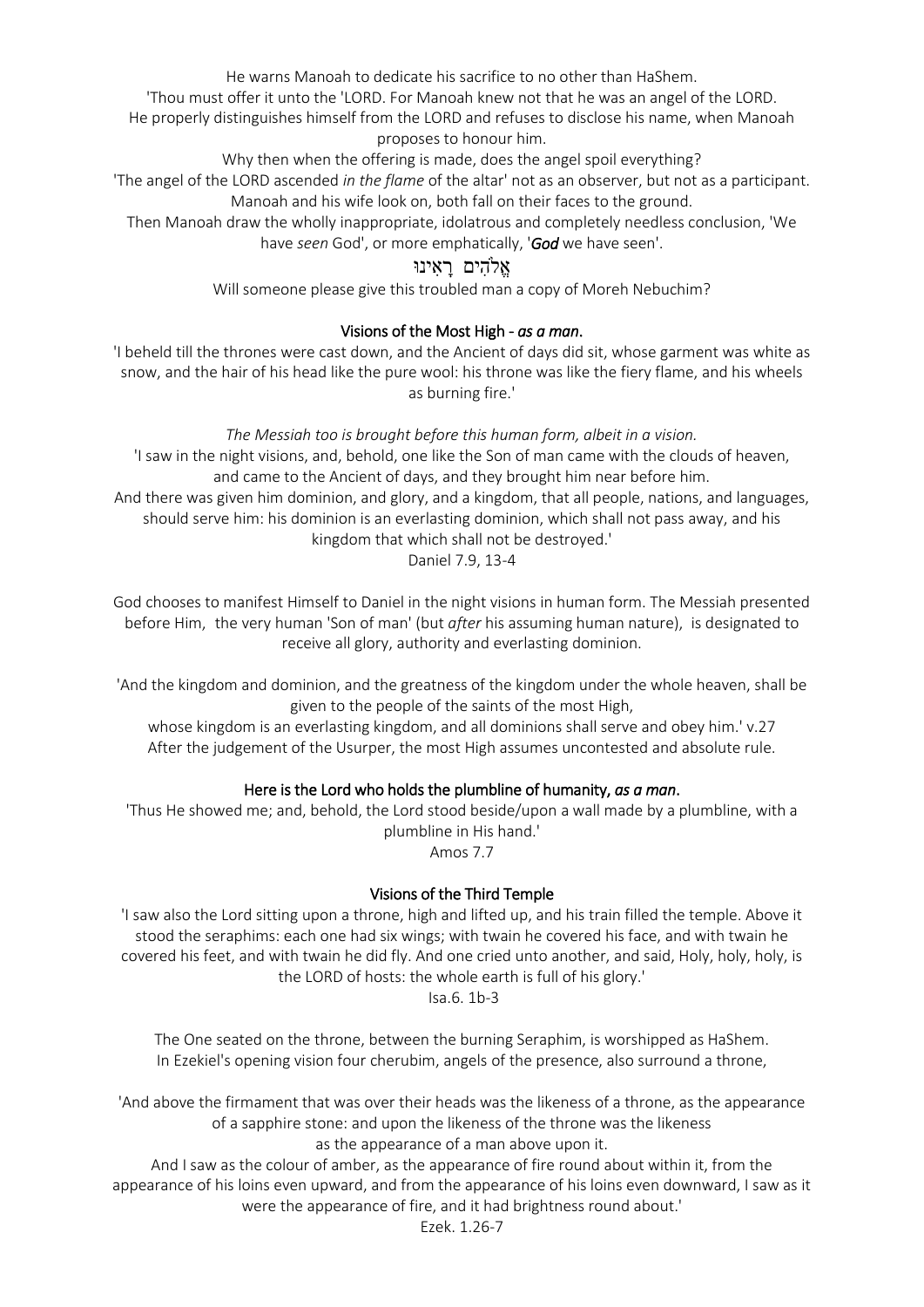He warns Manoah to dedicate his sacrifice to no other than HaShem.
'Thou must offer it unto the 'LORD. For Manoah knew not that he was an angel of the LORD.
He properly distinguishes himself from the LORD and refuses to disclose his name, when Manoah proposes to honour him.
Why then when the offering is made, does the angel spoil everything?
'The angel of the LORD ascended *in the flame* of the altar' not as an observer, but not as a participant.
Manoah and his wife look on, both fall on their faces to the ground.
Then Manoah draw the wholly inappropriate, idolatrous and completely needless conclusion, 'We have *seen* God', or more emphatically, '***God*** we have seen'.

אֱלֹהִים רָאִינוּ

Will someone please give this troubled man a copy of Moreh Nebuchim?

### Visions of the Most High - *as a man*.

'I beheld till the thrones were cast down, and the Ancient of days did sit, whose garment was white as snow, and the hair of his head like the pure wool: his throne was like the fiery flame, and his wheels as burning fire.'

*The Messiah too is brought before this human form, albeit in a vision.*

'I saw in the night visions, and, behold, one like the Son of man came with the clouds of heaven, and came to the Ancient of days, and they brought him near before him.
And there was given him dominion, and glory, and a kingdom, that all people, nations, and languages, should serve him: his dominion is an everlasting dominion, which shall not pass away, and his kingdom that which shall not be destroyed.'
Daniel 7.9, 13-4

God chooses to manifest Himself to Daniel in the night visions in human form. The Messiah presented before Him, the very human 'Son of man' (but *after* his assuming human nature), is designated to receive all glory, authority and everlasting dominion.

'And the kingdom and dominion, and the greatness of the kingdom under the whole heaven, shall be given to the people of the saints of the most High,
whose kingdom is an everlasting kingdom, and all dominions shall serve and obey him.' v.27
After the judgement of the Usurper, the most High assumes uncontested and absolute rule.

### Here is the Lord who holds the plumbline of humanity, *as a man*.

'Thus He showed me; and, behold, the Lord stood beside/upon a wall made by a plumbline, with a plumbline in His hand.'
Amos 7.7

### Visions of the Third Temple

'I saw also the Lord sitting upon a throne, high and lifted up, and his train filled the temple. Above it stood the seraphims: each one had six wings; with twain he covered his face, and with twain he covered his feet, and with twain he did fly. And one cried unto another, and said, Holy, holy, holy, is the LORD of hosts: the whole earth is full of his glory.'
Isa.6. 1b-3

The One seated on the throne, between the burning Seraphim, is worshipped as HaShem.
In Ezekiel's opening vision four cherubim, angels of the presence, also surround a throne,

'And above the firmament that was over their heads was the likeness of a throne, as the appearance of a sapphire stone: and upon the likeness of the throne was the likeness
as the appearance of a man above upon it.
And I saw as the colour of amber, as the appearance of fire round about within it, from the appearance of his loins even upward, and from the appearance of his loins even downward, I saw as it were the appearance of fire, and it had brightness round about.'
Ezek. 1.26-7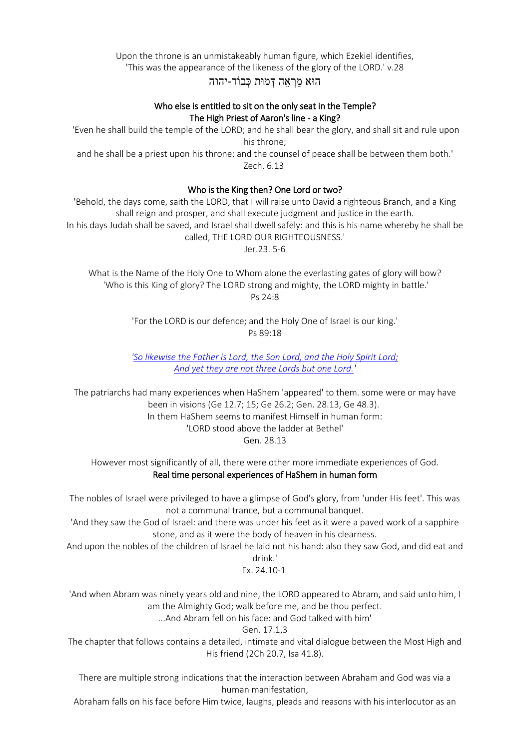Upon the throne is an unmistakeably human figure, which Ezekiel identifies,
'This was the appearance of the likeness of the glory of the LORD.' v.28

הוּא מַרְאֵה דְּמוּת כְּבוֹד-יהוה

**Who else is entitled to sit on the only seat in the Temple?**
**The High Priest of Aaron's line - a King?**

'Even he shall build the temple of the LORD; and he shall bear the glory, and shall sit and rule upon his throne;
and he shall be a priest upon his throne: and the counsel of peace shall be between them both.'
Zech. 6.13

**Who is the King then? One Lord or two?**

'Behold, the days come, saith the LORD, that I will raise unto David a righteous Branch, and a King shall reign and prosper, and shall execute judgment and justice in the earth.
In his days Judah shall be saved, and Israel shall dwell safely: and this is his name whereby he shall be called, THE LORD OUR RIGHTEOUSNESS.'
Jer.23. 5-6

What is the Name of the Holy One to Whom alone the everlasting gates of glory will bow?
'Who is this King of glory? The LORD strong and mighty, the LORD mighty in battle.'
Ps 24:8

'For the LORD is our defence; and the Holy One of Israel is our king.'
Ps 89:18

*'So likewise the Father is Lord, the Son Lord, and the Holy Spirit Lord;*
*And yet they are not three Lords but one Lord.'*

The patriarchs had many experiences when HaShem 'appeared' to them. some were or may have been in visions (Ge 12.7; 15; Ge 26.2; Gen. 28.13, Ge 48.3).
In them HaShem seems to manifest Himself in human form:
'LORD stood above the ladder at Bethel'
Gen. 28.13

However most significantly of all, there were other more immediate experiences of God.
**Real time personal experiences of HaShem in human form**

The nobles of Israel were privileged to have a glimpse of God's glory, from 'under His feet'. This was not a communal trance, but a communal banquet.
'And they saw the God of Israel: and there was under his feet as it were a paved work of a sapphire stone, and as it were the body of heaven in his clearness.
And upon the nobles of the children of Israel he laid not his hand: also they saw God, and did eat and drink.'
Ex. 24.10-1

'And when Abram was ninety years old and nine, the LORD appeared to Abram, and said unto him, I am the Almighty God; walk before me, and be thou perfect.
...And Abram fell on his face: and God talked with him'
Gen. 17.1,3
The chapter that follows contains a detailed, intimate and vital dialogue between the Most High and His friend (2Ch 20.7, Isa 41.8).

There are multiple strong indications that the interaction between Abraham and God was via a human manifestation,
Abraham falls on his face before Him twice, laughs, pleads and reasons with his interlocutor as an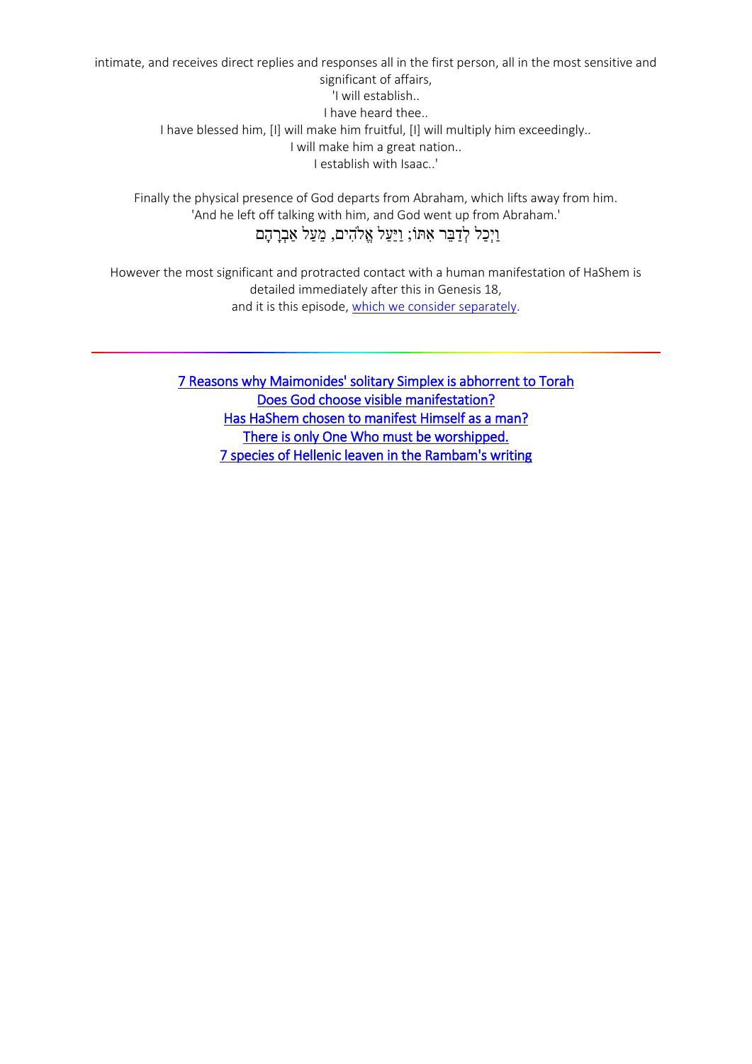intimate, and receives direct replies and responses all in the first person, all in the most sensitive and significant of affairs,
'I will establish..
I have heard thee..
I have blessed him, [I] will make him fruitful, [I] will multiply him exceedingly..
I will make him a great nation..
I establish with Isaac..'

Finally the physical presence of God departs from Abraham, which lifts away from him.
'And he left off talking with him, and God went up from Abraham.'
וַיְכַל לְדַבֵּר אִתּוֹ; וַיַּעַל אֱלֹהִים, מֵעַל אַבְרָהָם

However the most significant and protracted contact with a human manifestation of HaShem is detailed immediately after this in Genesis 18,
and it is this episode, which we consider separately.

---

7 Reasons why Maimonides' solitary Simplex is abhorrent to Torah
Does God choose visible manifestation?
Has HaShem chosen to manifest Himself as a man?
There is only One Who must be worshipped.
7 species of Hellenic leaven in the Rambam's writing